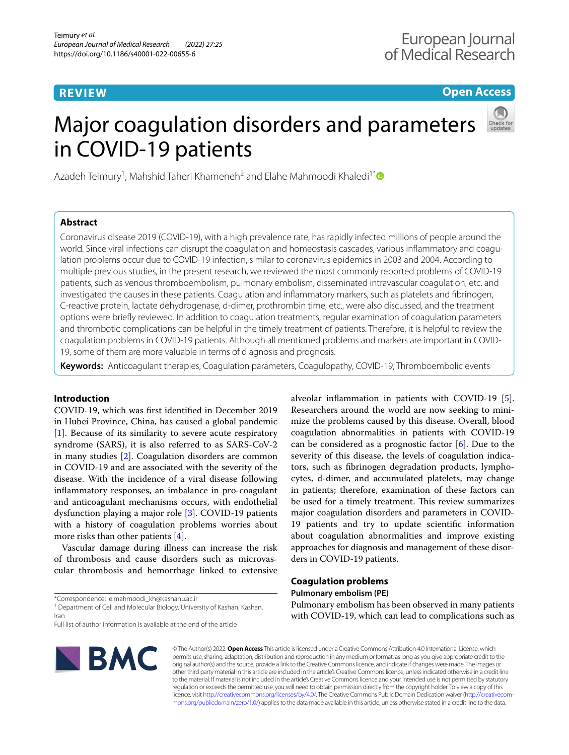REVIEW

Open Access

# Major coagulation disorders and parameters in COVID-19 patients

Azadeh Teimury[1], Mahshid Taheri Khameneh[2] and Elahe Mahmoodi Khaledi[1*]

## Abstract

Coronavirus disease 2019 (COVID-19), with a high prevalence rate, has rapidly infected millions of people around the world. Since viral infections can disrupt the coagulation and homeostasis cascades, various inflammatory and coagulation problems occur due to COVID-19 infection, similar to coronavirus epidemics in 2003 and 2004. According to multiple previous studies, in the present research, we reviewed the most commonly reported problems of COVID-19 patients, such as venous thromboembolism, pulmonary embolism, disseminated intravascular coagulation, etc. and investigated the causes in these patients. Coagulation and inflammatory markers, such as platelets and fibrinogen, C-reactive protein, lactate dehydrogenase, d-dimer, prothrombin time, etc., were also discussed, and the treatment options were briefly reviewed. In addition to coagulation treatments, regular examination of coagulation parameters and thrombotic complications can be helpful in the timely treatment of patients. Therefore, it is helpful to review the coagulation problems in COVID-19 patients. Although all mentioned problems and markers are important in COVID-19, some of them are more valuable in terms of diagnosis and prognosis.

**Keywords:** Anticoagulant therapies, Coagulation parameters, Coagulopathy, COVID-19, Thromboembolic events

## Introduction

COVID-19, which was first identified in December 2019 in Hubei Province, China, has caused a global pandemic [1]. Because of its similarity to severe acute respiratory syndrome (SARS), it is also referred to as SARS-CoV-2 in many studies [2]. Coagulation disorders are common in COVID-19 and are associated with the severity of the disease. With the incidence of a viral disease following inflammatory responses, an imbalance in pro-coagulant and anticoagulant mechanisms occurs, with endothelial dysfunction playing a major role [3]. COVID-19 patients with a history of coagulation problems worries about more risks than other patients [4].

Vascular damage during illness can increase the risk of thrombosis and cause disorders such as microvascular thrombosis and hemorrhage linked to extensive alveolar inflammation in patients with COVID-19 [5]. Researchers around the world are now seeking to minimize the problems caused by this disease. Overall, blood coagulation abnormalities in patients with COVID-19 can be considered as a prognostic factor [6]. Due to the severity of this disease, the levels of coagulation indicators, such as fibrinogen degradation products, lymphocytes, d-dimer, and accumulated platelets, may change in patients; therefore, examination of these factors can be used for a timely treatment. This review summarizes major coagulation disorders and parameters in COVID-19 patients and try to update scientific information about coagulation abnormalities and improve existing approaches for diagnosis and management of these disorders in COVID-19 patients.

## Coagulation problems

### Pulmonary embolism (PE)

Pulmonary embolism has been observed in many patients with COVID-19, which can lead to complications such as

*Correspondence: e.mahmoodi_kh@kashanu.ac.ir
[1] Department of Cell and Molecular Biology, University of Kashan, Kashan, Iran
Full list of author information is available at the end of the article

© The Author(s) 2022. **Open Access** This article is licensed under a Creative Commons Attribution 4.0 International License, which permits use, sharing, adaptation, distribution and reproduction in any medium or format, as long as you give appropriate credit to the original author(s) and the source, provide a link to the Creative Commons licence, and indicate if changes were made. The images or other third party material in this article are included in the article's Creative Commons licence, unless indicated otherwise in a credit line to the material. If material is not included in the article's Creative Commons licence and your intended use is not permitted by statutory regulation or exceeds the permitted use, you will need to obtain permission directly from the copyright holder. To view a copy of this licence, visit http://creativecommons.org/licenses/by/4.0/. The Creative Commons Public Domain Dedication waiver (http://creativecommons.org/publicdomain/zero/1.0/) applies to the data made available in this article, unless otherwise stated in a credit line to the data.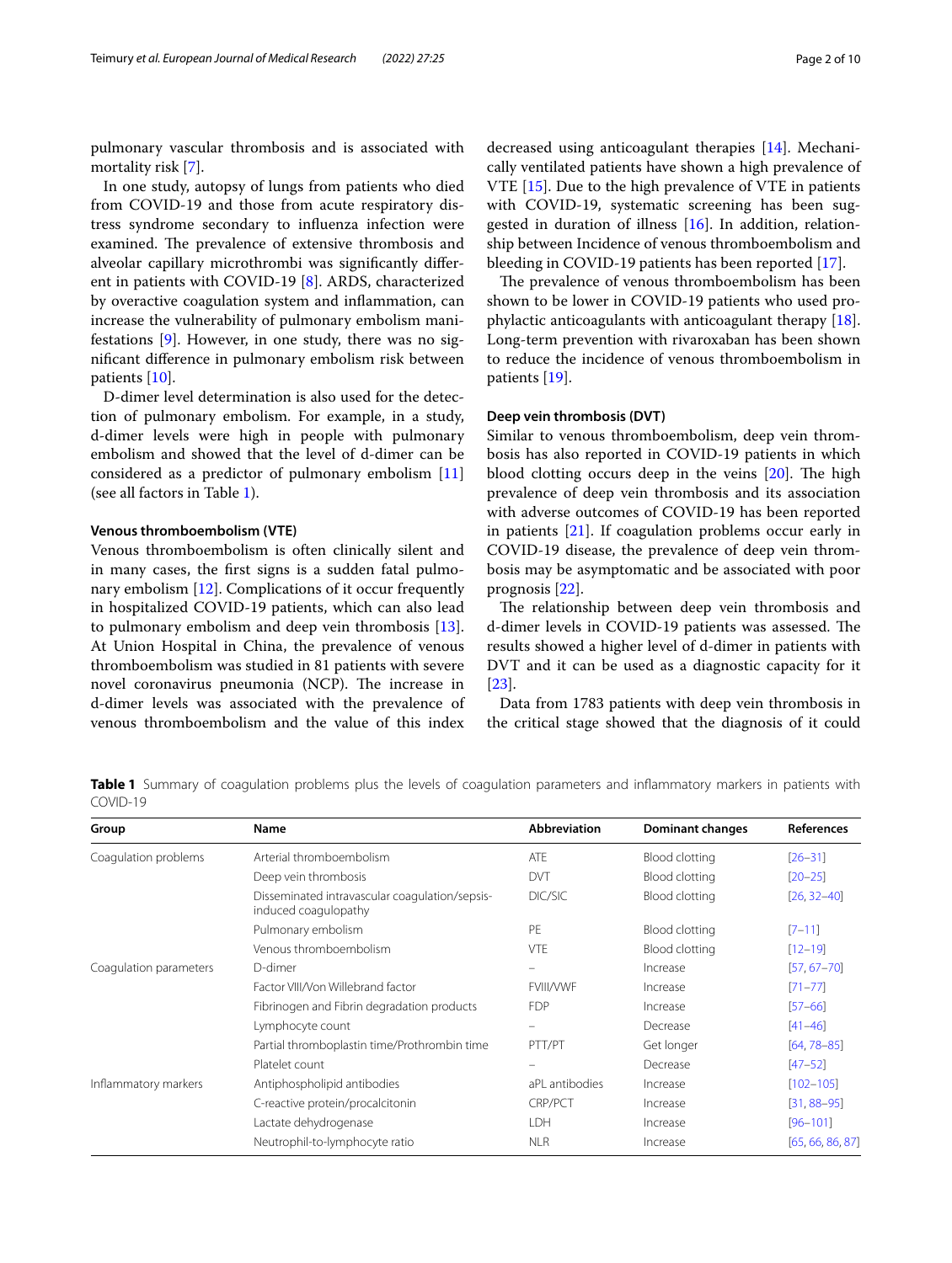pulmonary vascular thrombosis and is associated with mortality risk [7].

In one study, autopsy of lungs from patients who died from COVID-19 and those from acute respiratory distress syndrome secondary to influenza infection were examined. The prevalence of extensive thrombosis and alveolar capillary microthrombi was significantly different in patients with COVID-19 [8]. ARDS, characterized by overactive coagulation system and inflammation, can increase the vulnerability of pulmonary embolism manifestations [9]. However, in one study, there was no significant difference in pulmonary embolism risk between patients [10].

D-dimer level determination is also used for the detection of pulmonary embolism. For example, in a study, d-dimer levels were high in people with pulmonary embolism and showed that the level of d-dimer can be considered as a predictor of pulmonary embolism [11] (see all factors in Table 1).

#### Venous thromboembolism (VTE)

Venous thromboembolism is often clinically silent and in many cases, the first signs is a sudden fatal pulmonary embolism [12]. Complications of it occur frequently in hospitalized COVID-19 patients, which can also lead to pulmonary embolism and deep vein thrombosis [13]. At Union Hospital in China, the prevalence of venous thromboembolism was studied in 81 patients with severe novel coronavirus pneumonia (NCP). The increase in d-dimer levels was associated with the prevalence of venous thromboembolism and the value of this index decreased using anticoagulant therapies [14]. Mechanically ventilated patients have shown a high prevalence of VTE [15]. Due to the high prevalence of VTE in patients with COVID-19, systematic screening has been suggested in duration of illness [16]. In addition, relationship between Incidence of venous thromboembolism and bleeding in COVID-19 patients has been reported [17].

The prevalence of venous thromboembolism has been shown to be lower in COVID-19 patients who used prophylactic anticoagulants with anticoagulant therapy [18]. Long-term prevention with rivaroxaban has been shown to reduce the incidence of venous thromboembolism in patients [19].

#### Deep vein thrombosis (DVT)

Similar to venous thromboembolism, deep vein thrombosis has also reported in COVID-19 patients in which blood clotting occurs deep in the veins [20]. The high prevalence of deep vein thrombosis and its association with adverse outcomes of COVID-19 has been reported in patients [21]. If coagulation problems occur early in COVID-19 disease, the prevalence of deep vein thrombosis may be asymptomatic and be associated with poor prognosis [22].

The relationship between deep vein thrombosis and d-dimer levels in COVID-19 patients was assessed. The results showed a higher level of d-dimer in patients with DVT and it can be used as a diagnostic capacity for it [23].

Data from 1783 patients with deep vein thrombosis in the critical stage showed that the diagnosis of it could

**Table 1** Summary of coagulation problems plus the levels of coagulation parameters and inflammatory markers in patients with COVID-19

| Group | Name | Abbreviation | Dominant changes | References |
|---|---|---|---|---|
| Coagulation problems | Arterial thromboembolism | ATE | Blood clotting | [26–31] |
| | Deep vein thrombosis | DVT | Blood clotting | [20–25] |
| | Disseminated intravascular coagulation/sepsis-induced coagulopathy | DIC/SIC | Blood clotting | [26, 32–40] |
| | Pulmonary embolism | PE | Blood clotting | [7–11] |
| | Venous thromboembolism | VTE | Blood clotting | [12–19] |
| Coagulation parameters | D-dimer | – | Increase | [57, 67–70] |
| | Factor VIII/Von Willebrand factor | FVIII/VWF | Increase | [71–77] |
| | Fibrinogen and Fibrin degradation products | FDP | Increase | [57–66] |
| | Lymphocyte count | – | Decrease | [41–46] |
| | Partial thromboplastin time/Prothrombin time | PTT/PT | Get longer | [64, 78–85] |
| | Platelet count | – | Decrease | [47–52] |
| Inflammatory markers | Antiphospholipid antibodies | aPL antibodies | Increase | [102–105] |
| | C-reactive protein/procalcitonin | CRP/PCT | Increase | [31, 88–95] |
| | Lactate dehydrogenase | LDH | Increase | [96–101] |
| | Neutrophil-to-lymphocyte ratio | NLR | Increase | [65, 66, 86, 87] |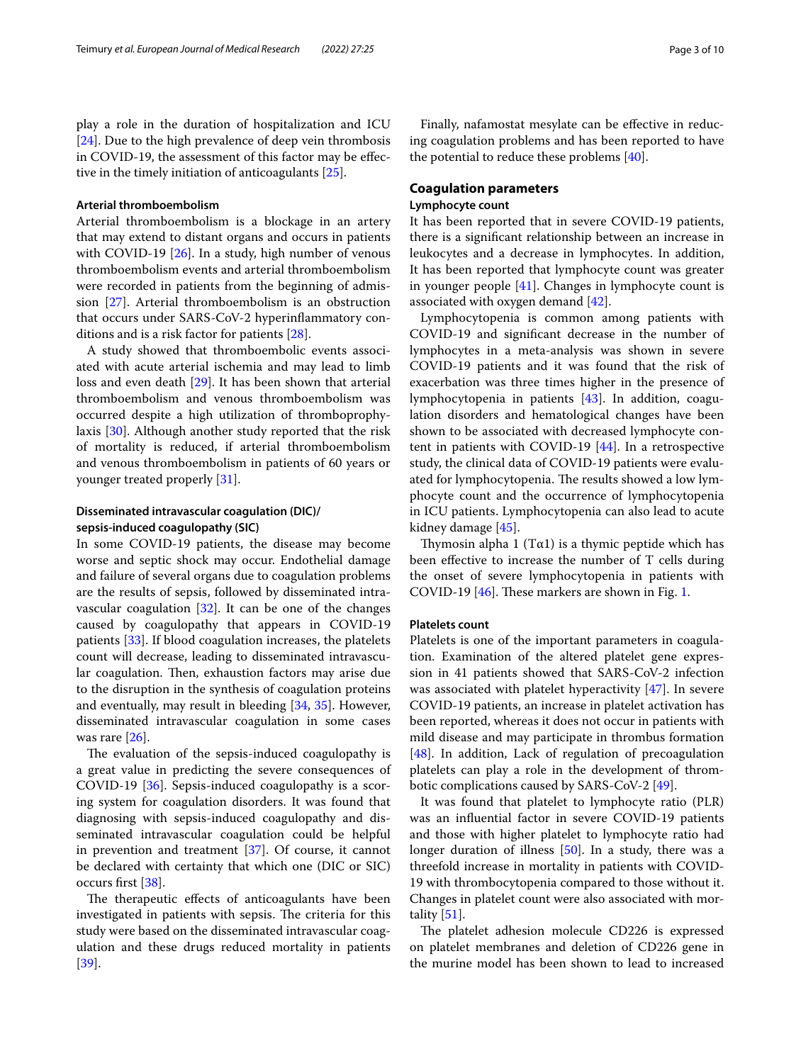play a role in the duration of hospitalization and ICU [24]. Due to the high prevalence of deep vein thrombosis in COVID-19, the assessment of this factor may be effective in the timely initiation of anticoagulants [25].

### Arterial thromboembolism

Arterial thromboembolism is a blockage in an artery that may extend to distant organs and occurs in patients with COVID-19 [26]. In a study, high number of venous thromboembolism events and arterial thromboembolism were recorded in patients from the beginning of admission [27]. Arterial thromboembolism is an obstruction that occurs under SARS-CoV-2 hyperinflammatory conditions and is a risk factor for patients [28].

A study showed that thromboembolic events associated with acute arterial ischemia and may lead to limb loss and even death [29]. It has been shown that arterial thromboembolism and venous thromboembolism was occurred despite a high utilization of thromboprophylaxis [30]. Although another study reported that the risk of mortality is reduced, if arterial thromboembolism and venous thromboembolism in patients of 60 years or younger treated properly [31].

### Disseminated intravascular coagulation (DIC)/sepsis-induced coagulopathy (SIC)

In some COVID-19 patients, the disease may become worse and septic shock may occur. Endothelial damage and failure of several organs due to coagulation problems are the results of sepsis, followed by disseminated intravascular coagulation [32]. It can be one of the changes caused by coagulopathy that appears in COVID-19 patients [33]. If blood coagulation increases, the platelets count will decrease, leading to disseminated intravascular coagulation. Then, exhaustion factors may arise due to the disruption in the synthesis of coagulation proteins and eventually, may result in bleeding [34, 35]. However, disseminated intravascular coagulation in some cases was rare [26].

The evaluation of the sepsis-induced coagulopathy is a great value in predicting the severe consequences of COVID-19 [36]. Sepsis-induced coagulopathy is a scoring system for coagulation disorders. It was found that diagnosing with sepsis-induced coagulopathy and disseminated intravascular coagulation could be helpful in prevention and treatment [37]. Of course, it cannot be declared with certainty that which one (DIC or SIC) occurs first [38].

The therapeutic effects of anticoagulants have been investigated in patients with sepsis. The criteria for this study were based on the disseminated intravascular coagulation and these drugs reduced mortality in patients [39].

Finally, nafamostat mesylate can be effective in reducing coagulation problems and has been reported to have the potential to reduce these problems [40].

## Coagulation parameters

### Lymphocyte count

It has been reported that in severe COVID-19 patients, there is a significant relationship between an increase in leukocytes and a decrease in lymphocytes. In addition, It has been reported that lymphocyte count was greater in younger people [41]. Changes in lymphocyte count is associated with oxygen demand [42].

Lymphocytopenia is common among patients with COVID-19 and significant decrease in the number of lymphocytes in a meta-analysis was shown in severe COVID-19 patients and it was found that the risk of exacerbation was three times higher in the presence of lymphocytopenia in patients [43]. In addition, coagulation disorders and hematological changes have been shown to be associated with decreased lymphocyte content in patients with COVID-19 [44]. In a retrospective study, the clinical data of COVID-19 patients were evaluated for lymphocytopenia. The results showed a low lymphocyte count and the occurrence of lymphocytopenia in ICU patients. Lymphocytopenia can also lead to acute kidney damage [45].

Thymosin alpha 1 (Tα1) is a thymic peptide which has been effective to increase the number of T cells during the onset of severe lymphocytopenia in patients with COVID-19 [46]. These markers are shown in Fig. 1.

### Platelets count

Platelets is one of the important parameters in coagulation. Examination of the altered platelet gene expression in 41 patients showed that SARS-CoV-2 infection was associated with platelet hyperactivity [47]. In severe COVID-19 patients, an increase in platelet activation has been reported, whereas it does not occur in patients with mild disease and may participate in thrombus formation [48]. In addition, Lack of regulation of precoagulation platelets can play a role in the development of thrombotic complications caused by SARS-CoV-2 [49].

It was found that platelet to lymphocyte ratio (PLR) was an influential factor in severe COVID-19 patients and those with higher platelet to lymphocyte ratio had longer duration of illness [50]. In a study, there was a threefold increase in mortality in patients with COVID-19 with thrombocytopenia compared to those without it. Changes in platelet count were also associated with mortality [51].

The platelet adhesion molecule CD226 is expressed on platelet membranes and deletion of CD226 gene in the murine model has been shown to lead to increased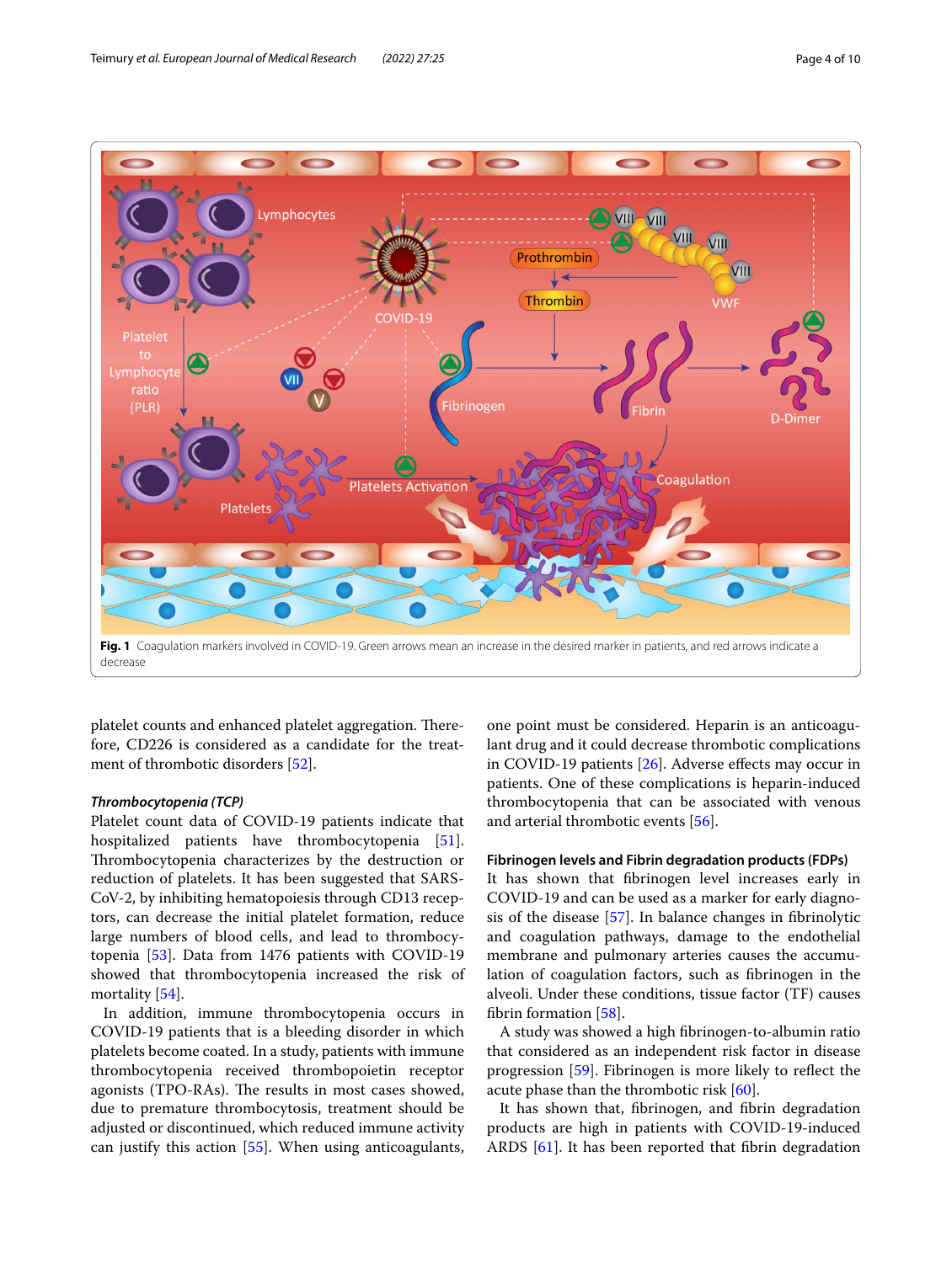**Fig. 1** Coagulation markers involved in COVID-19. Green arrows mean an increase in the desired marker in patients, and red arrows indicate a decrease

platelet counts and enhanced platelet aggregation. Therefore, CD226 is considered as a candidate for the treatment of thrombotic disorders [52].

### *Thrombocytopenia (TCP)*

Platelet count data of COVID-19 patients indicate that hospitalized patients have thrombocytopenia [51]. Thrombocytopenia characterizes by the destruction or reduction of platelets. It has been suggested that SARS-CoV-2, by inhibiting hematopoiesis through CD13 receptors, can decrease the initial platelet formation, reduce large numbers of blood cells, and lead to thrombocytopenia [53]. Data from 1476 patients with COVID-19 showed that thrombocytopenia increased the risk of mortality [54].

In addition, immune thrombocytopenia occurs in COVID-19 patients that is a bleeding disorder in which platelets become coated. In a study, patients with immune thrombocytopenia received thrombopoietin receptor agonists (TPO-RAs). The results in most cases showed, due to premature thrombocytosis, treatment should be adjusted or discontinued, which reduced immune activity can justify this action [55]. When using anticoagulants, one point must be considered. Heparin is an anticoagulant drug and it could decrease thrombotic complications in COVID-19 patients [26]. Adverse effects may occur in patients. One of these complications is heparin-induced thrombocytopenia that can be associated with venous and arterial thrombotic events [56].

### Fibrinogen levels and Fibrin degradation products (FDPs)

It has shown that fibrinogen level increases early in COVID-19 and can be used as a marker for early diagnosis of the disease [57]. In balance changes in fibrinolytic and coagulation pathways, damage to the endothelial membrane and pulmonary arteries causes the accumulation of coagulation factors, such as fibrinogen in the alveoli. Under these conditions, tissue factor (TF) causes fibrin formation [58].

A study was showed a high fibrinogen-to-albumin ratio that considered as an independent risk factor in disease progression [59]. Fibrinogen is more likely to reflect the acute phase than the thrombotic risk [60].

It has shown that, fibrinogen, and fibrin degradation products are high in patients with COVID-19-induced ARDS [61]. It has been reported that fibrin degradation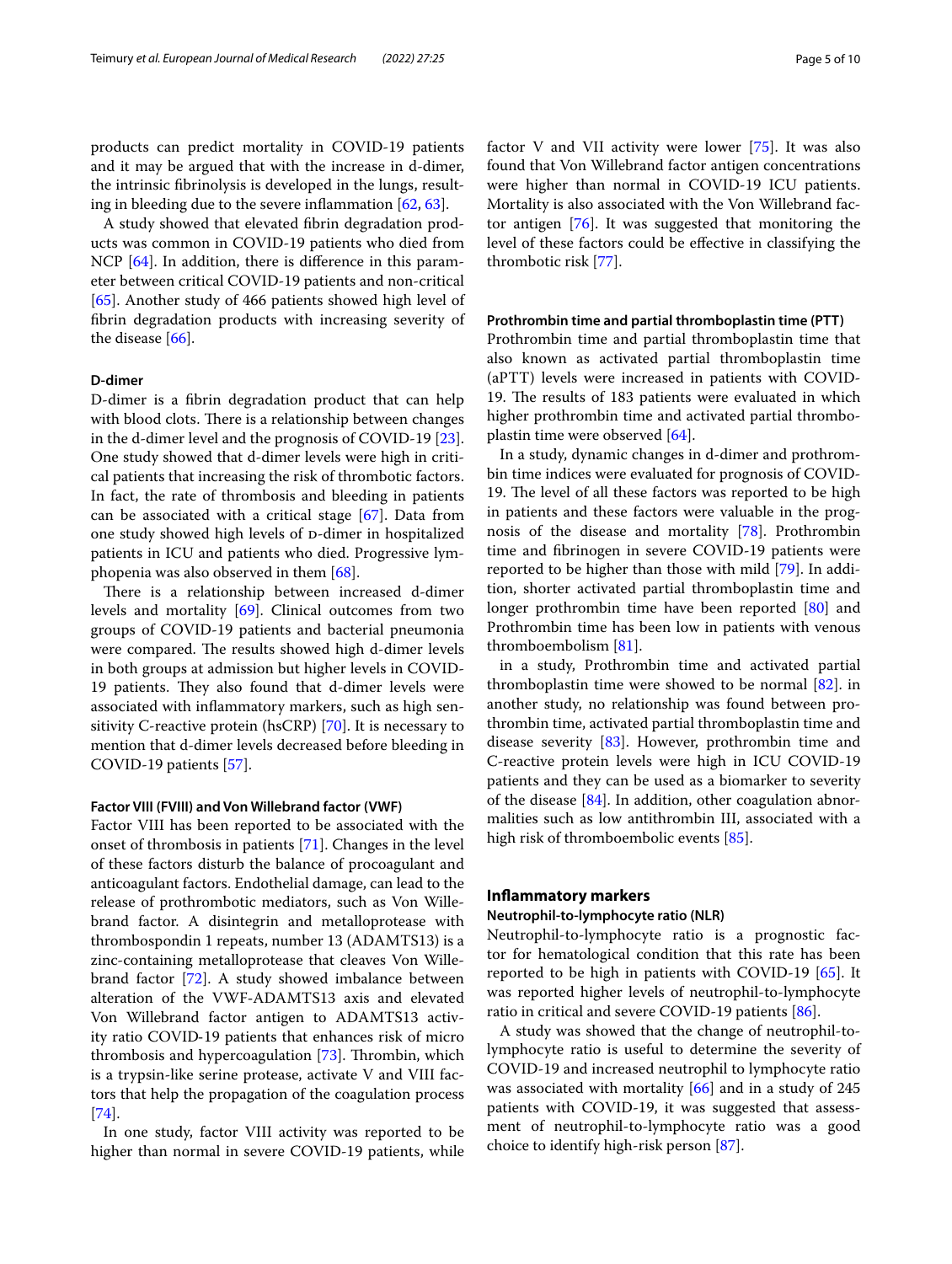products can predict mortality in COVID-19 patients and it may be argued that with the increase in d-dimer, the intrinsic fibrinolysis is developed in the lungs, resulting in bleeding due to the severe inflammation [62, 63].

A study showed that elevated fibrin degradation products was common in COVID-19 patients who died from NCP [64]. In addition, there is difference in this parameter between critical COVID-19 patients and non-critical [65]. Another study of 466 patients showed high level of fibrin degradation products with increasing severity of the disease [66].

### D-dimer

D-dimer is a fibrin degradation product that can help with blood clots. There is a relationship between changes in the d-dimer level and the prognosis of COVID-19 [23]. One study showed that d-dimer levels were high in critical patients that increasing the risk of thrombotic factors. In fact, the rate of thrombosis and bleeding in patients can be associated with a critical stage [67]. Data from one study showed high levels of D-dimer in hospitalized patients in ICU and patients who died. Progressive lymphopenia was also observed in them [68].

There is a relationship between increased d-dimer levels and mortality [69]. Clinical outcomes from two groups of COVID-19 patients and bacterial pneumonia were compared. The results showed high d-dimer levels in both groups at admission but higher levels in COVID-19 patients. They also found that d-dimer levels were associated with inflammatory markers, such as high sensitivity C-reactive protein (hsCRP) [70]. It is necessary to mention that d-dimer levels decreased before bleeding in COVID-19 patients [57].

### Factor VIII (FVIII) and Von Willebrand factor (VWF)

Factor VIII has been reported to be associated with the onset of thrombosis in patients [71]. Changes in the level of these factors disturb the balance of procoagulant and anticoagulant factors. Endothelial damage, can lead to the release of prothrombotic mediators, such as Von Willebrand factor. A disintegrin and metalloprotease with thrombospondin 1 repeats, number 13 (ADAMTS13) is a zinc-containing metalloprotease that cleaves Von Willebrand factor [72]. A study showed imbalance between alteration of the VWF-ADAMTS13 axis and elevated Von Willebrand factor antigen to ADAMTS13 activity ratio COVID-19 patients that enhances risk of micro thrombosis and hypercoagulation [73]. Thrombin, which is a trypsin-like serine protease, activate V and VIII factors that help the propagation of the coagulation process [74].

In one study, factor VIII activity was reported to be higher than normal in severe COVID-19 patients, while factor V and VII activity were lower [75]. It was also found that Von Willebrand factor antigen concentrations were higher than normal in COVID-19 ICU patients. Mortality is also associated with the Von Willebrand factor antigen [76]. It was suggested that monitoring the level of these factors could be effective in classifying the thrombotic risk [77].

### Prothrombin time and partial thromboplastin time (PTT)

Prothrombin time and partial thromboplastin time that also known as activated partial thromboplastin time (aPTT) levels were increased in patients with COVID-19. The results of 183 patients were evaluated in which higher prothrombin time and activated partial thromboplastin time were observed [64].

In a study, dynamic changes in d-dimer and prothrombin time indices were evaluated for prognosis of COVID-19. The level of all these factors was reported to be high in patients and these factors were valuable in the prognosis of the disease and mortality [78]. Prothrombin time and fibrinogen in severe COVID-19 patients were reported to be higher than those with mild [79]. In addition, shorter activated partial thromboplastin time and longer prothrombin time have been reported [80] and Prothrombin time has been low in patients with venous thromboembolism [81].

in a study, Prothrombin time and activated partial thromboplastin time were showed to be normal [82]. in another study, no relationship was found between prothrombin time, activated partial thromboplastin time and disease severity [83]. However, prothrombin time and C-reactive protein levels were high in ICU COVID-19 patients and they can be used as a biomarker to severity of the disease [84]. In addition, other coagulation abnormalities such as low antithrombin III, associated with a high risk of thromboembolic events [85].

## Inflammatory markers

### Neutrophil-to-lymphocyte ratio (NLR)

Neutrophil-to-lymphocyte ratio is a prognostic factor for hematological condition that this rate has been reported to be high in patients with COVID-19 [65]. It was reported higher levels of neutrophil-to-lymphocyte ratio in critical and severe COVID-19 patients [86].

A study was showed that the change of neutrophil-to-lymphocyte ratio is useful to determine the severity of COVID-19 and increased neutrophil to lymphocyte ratio was associated with mortality [66] and in a study of 245 patients with COVID-19, it was suggested that assessment of neutrophil-to-lymphocyte ratio was a good choice to identify high-risk person [87].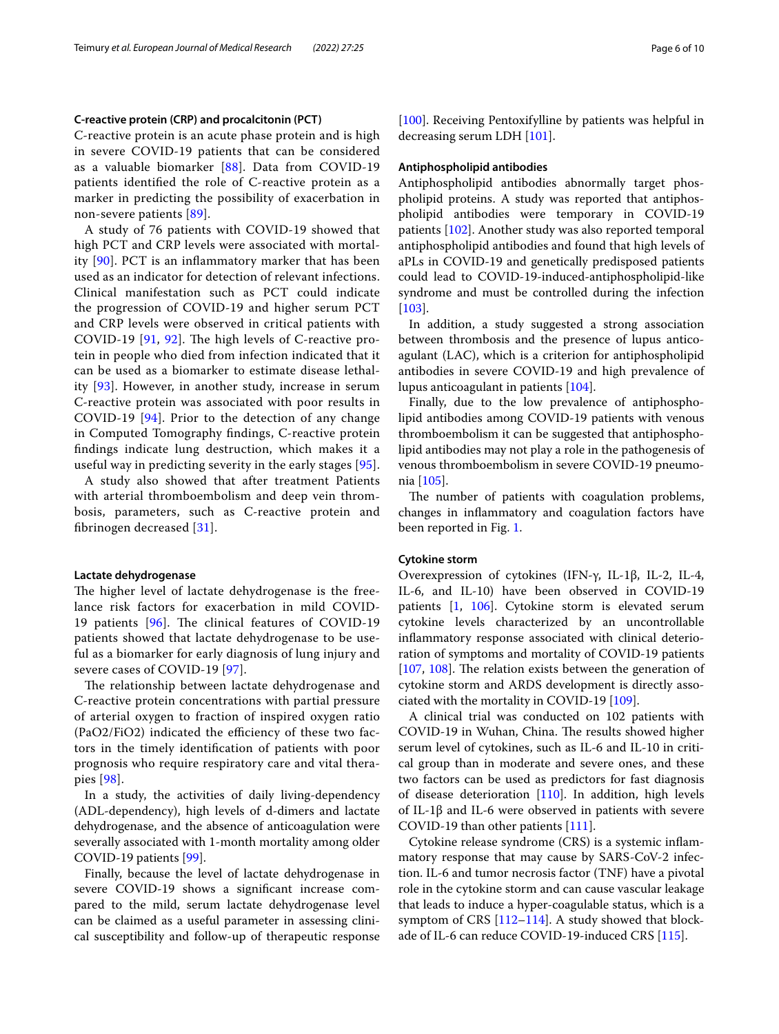### C-reactive protein (CRP) and procalcitonin (PCT)

C-reactive protein is an acute phase protein and is high in severe COVID-19 patients that can be considered as a valuable biomarker [88]. Data from COVID-19 patients identified the role of C-reactive protein as a marker in predicting the possibility of exacerbation in non-severe patients [89].

A study of 76 patients with COVID-19 showed that high PCT and CRP levels were associated with mortality [90]. PCT is an inflammatory marker that has been used as an indicator for detection of relevant infections. Clinical manifestation such as PCT could indicate the progression of COVID-19 and higher serum PCT and CRP levels were observed in critical patients with COVID-19 [91, 92]. The high levels of C-reactive protein in people who died from infection indicated that it can be used as a biomarker to estimate disease lethality [93]. However, in another study, increase in serum C-reactive protein was associated with poor results in COVID-19 [94]. Prior to the detection of any change in Computed Tomography findings, C-reactive protein findings indicate lung destruction, which makes it a useful way in predicting severity in the early stages [95].

A study also showed that after treatment Patients with arterial thromboembolism and deep vein thrombosis, parameters, such as C-reactive protein and fibrinogen decreased [31].

### Lactate dehydrogenase

The higher level of lactate dehydrogenase is the freelance risk factors for exacerbation in mild COVID-19 patients [96]. The clinical features of COVID-19 patients showed that lactate dehydrogenase to be useful as a biomarker for early diagnosis of lung injury and severe cases of COVID-19 [97].

The relationship between lactate dehydrogenase and C-reactive protein concentrations with partial pressure of arterial oxygen to fraction of inspired oxygen ratio ($PaO_2/FiO_2$) indicated the efficiency of these two factors in the timely identification of patients with poor prognosis who require respiratory care and vital therapies [98].

In a study, the activities of daily living-dependency (ADL-dependency), high levels of d-dimers and lactate dehydrogenase, and the absence of anticoagulation were severally associated with 1-month mortality among older COVID-19 patients [99].

Finally, because the level of lactate dehydrogenase in severe COVID-19 shows a significant increase compared to the mild, serum lactate dehydrogenase level can be claimed as a useful parameter in assessing clinical susceptibility and follow-up of therapeutic response [100]. Receiving Pentoxifylline by patients was helpful in decreasing serum LDH [101].

### Antiphospholipid antibodies

Antiphospholipid antibodies abnormally target phospholipid proteins. A study was reported that antiphospholipid antibodies were temporary in COVID-19 patients [102]. Another study was also reported temporal antiphospholipid antibodies and found that high levels of aPLs in COVID-19 and genetically predisposed patients could lead to COVID-19-induced-antiphospholipid-like syndrome and must be controlled during the infection [103].

In addition, a study suggested a strong association between thrombosis and the presence of lupus anticoagulant (LAC), which is a criterion for antiphospholipid antibodies in severe COVID-19 and high prevalence of lupus anticoagulant in patients [104].

Finally, due to the low prevalence of antiphospholipid antibodies among COVID-19 patients with venous thromboembolism it can be suggested that antiphospholipid antibodies may not play a role in the pathogenesis of venous thromboembolism in severe COVID-19 pneumonia [105].

The number of patients with coagulation problems, changes in inflammatory and coagulation factors have been reported in Fig. 1.

### Cytokine storm

Overexpression of cytokines (IFN-γ, IL-1β, IL-2, IL-4, IL-6, and IL-10) have been observed in COVID-19 patients [1, 106]. Cytokine storm is elevated serum cytokine levels characterized by an uncontrollable inflammatory response associated with clinical deterioration of symptoms and mortality of COVID-19 patients [107, 108]. The relation exists between the generation of cytokine storm and ARDS development is directly associated with the mortality in COVID-19 [109].

A clinical trial was conducted on 102 patients with COVID-19 in Wuhan, China. The results showed higher serum level of cytokines, such as IL-6 and IL-10 in critical group than in moderate and severe ones, and these two factors can be used as predictors for fast diagnosis of disease deterioration [110]. In addition, high levels of IL-1β and IL-6 were observed in patients with severe COVID-19 than other patients [111].

Cytokine release syndrome (CRS) is a systemic inflammatory response that may cause by SARS-CoV-2 infection. IL-6 and tumor necrosis factor (TNF) have a pivotal role in the cytokine storm and can cause vascular leakage that leads to induce a hyper-coagulable status, which is a symptom of CRS [112–114]. A study showed that blockade of IL-6 can reduce COVID-19-induced CRS [115].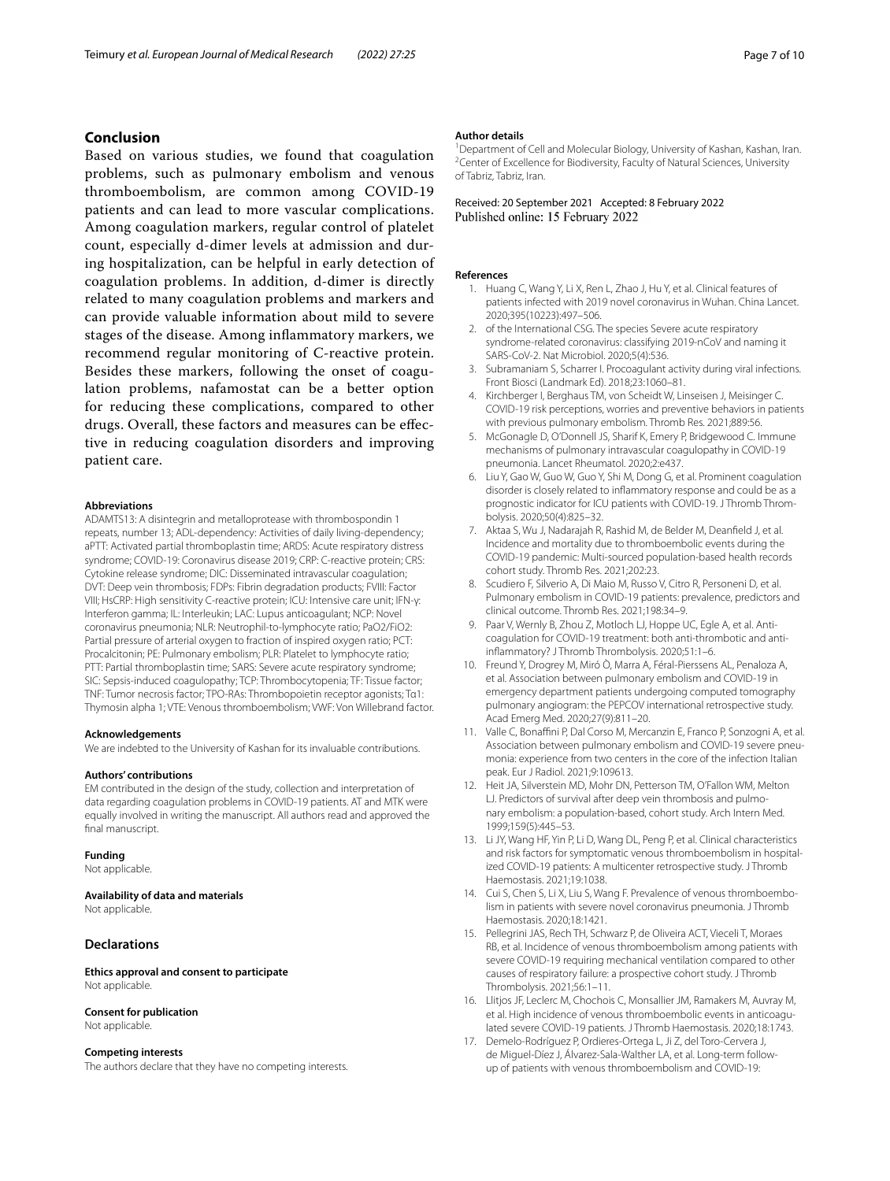## Conclusion

Based on various studies, we found that coagulation problems, such as pulmonary embolism and venous thromboembolism, are common among COVID-19 patients and can lead to more vascular complications. Among coagulation markers, regular control of platelet count, especially d-dimer levels at admission and during hospitalization, can be helpful in early detection of coagulation problems. In addition, d-dimer is directly related to many coagulation problems and markers and can provide valuable information about mild to severe stages of the disease. Among inflammatory markers, we recommend regular monitoring of C-reactive protein. Besides these markers, following the onset of coagulation problems, nafamostat can be a better option for reducing these complications, compared to other drugs. Overall, these factors and measures can be effective in reducing coagulation disorders and improving patient care.

#### Abbreviations

ADAMTS13: A disintegrin and metalloprotease with thrombospondin 1 repeats, number 13; ADL-dependency: Activities of daily living-dependency; aPTT: Activated partial thromboplastin time; ARDS: Acute respiratory distress syndrome; COVID-19: Coronavirus disease 2019; CRP: C-reactive protein; CRS: Cytokine release syndrome; DIC: Disseminated intravascular coagulation; DVT: Deep vein thrombosis; FDPs: Fibrin degradation products; FVIII: Factor VIII; HsCRP: High sensitivity C-reactive protein; ICU: Intensive care unit; IFN-γ: Interferon gamma; IL: Interleukin; LAC: Lupus anticoagulant; NCP: Novel coronavirus pneumonia; NLR: Neutrophil-to-lymphocyte ratio; PaO2/FiO2: Partial pressure of arterial oxygen to fraction of inspired oxygen ratio; PCT: Procalcitonin; PE: Pulmonary embolism; PLR: Platelet to lymphocyte ratio; PTT: Partial thromboplastin time; SARS: Severe acute respiratory syndrome; SIC: Sepsis-induced coagulopathy; TCP: Thrombocytopenia; TF: Tissue factor; TNF: Tumor necrosis factor; TPO-RAs: Thrombopoietin receptor agonists; Tα1: Thymosin alpha 1; VTE: Venous thromboembolism; VWF: Von Willebrand factor.

#### Acknowledgements

We are indebted to the University of Kashan for its invaluable contributions.

#### Authors' contributions

EM contributed in the design of the study, collection and interpretation of data regarding coagulation problems in COVID-19 patients. AT and MTK were equally involved in writing the manuscript. All authors read and approved the final manuscript.

#### Funding

Not applicable.

#### Availability of data and materials

Not applicable.

## Declarations

#### Ethics approval and consent to participate

Not applicable.

#### Consent for publication

Not applicable.

#### Competing interests

The authors declare that they have no competing interests.

#### Author details

[1] Department of Cell and Molecular Biology, University of Kashan, Kashan, Iran. [2] Center of Excellence for Biodiversity, Faculty of Natural Sciences, University of Tabriz, Tabriz, Iran.

Received: 20 September 2021 Accepted: 8 February 2022
Published online: 15 February 2022

#### References

1. Huang C, Wang Y, Li X, Ren L, Zhao J, Hu Y, et al. Clinical features of patients infected with 2019 novel coronavirus in Wuhan. China Lancet. 2020;395(10223):497–506.
2. of the International CSG. The species Severe acute respiratory syndrome-related coronavirus: classifying 2019-nCoV and naming it SARS-CoV-2. Nat Microbiol. 2020;5(4):536.
3. Subramaniam S, Scharrer I. Procoagulant activity during viral infections. Front Biosci (Landmark Ed). 2018;23:1060–81.
4. Kirchberger I, Berghaus TM, von Scheidt W, Linseisen J, Meisinger C. COVID-19 risk perceptions, worries and preventive behaviors in patients with previous pulmonary embolism. Thromb Res. 2021;889:56.
5. McGonagle D, O'Donnell JS, Sharif K, Emery P, Bridgewood C. Immune mechanisms of pulmonary intravascular coagulopathy in COVID-19 pneumonia. Lancet Rheumatol. 2020;2:e437.
6. Liu Y, Gao W, Guo W, Guo Y, Shi M, Dong G, et al. Prominent coagulation disorder is closely related to inflammatory response and could be as a prognostic indicator for ICU patients with COVID-19. J Thromb Thrombolysis. 2020;50(4):825–32.
7. Aktaa S, Wu J, Nadarajah R, Rashid M, de Belder M, Deanfield J, et al. Incidence and mortality due to thromboembolic events during the COVID-19 pandemic: Multi-sourced population-based health records cohort study. Thromb Res. 2021;202:23.
8. Scudiero F, Silverio A, Di Maio M, Russo V, Citro R, Personeni D, et al. Pulmonary embolism in COVID-19 patients: prevalence, predictors and clinical outcome. Thromb Res. 2021;198:34–9.
9. Paar V, Wernly B, Zhou Z, Motloch LJ, Hoppe UC, Egle A, et al. Anti-coagulation for COVID-19 treatment: both anti-thrombotic and anti-inflammatory? J Thromb Thrombolysis. 2020;51:1–6.
10. Freund Y, Drogrey M, Miró Ò, Marra A, Féral-Pierssens AL, Penaloza A, et al. Association between pulmonary embolism and COVID-19 in emergency department patients undergoing computed tomography pulmonary angiogram: the PEPCOV international retrospective study. Acad Emerg Med. 2020;27(9):811–20.
11. Valle C, Bonaffini P, Dal Corso M, Mercanzin E, Franco P, Sonzogni A, et al. Association between pulmonary embolism and COVID-19 severe pneumonia: experience from two centers in the core of the infection Italian peak. Eur J Radiol. 2021;9:109613.
12. Heit JA, Silverstein MD, Mohr DN, Petterson TM, O'Fallon WM, Melton LJ. Predictors of survival after deep vein thrombosis and pulmonary embolism: a population-based, cohort study. Arch Intern Med. 1999;159(5):445–53.
13. Li JY, Wang HF, Yin P, Li D, Wang DL, Peng P, et al. Clinical characteristics and risk factors for symptomatic venous thromboembolism in hospitalized COVID-19 patients: A multicenter retrospective study. J Thromb Haemostasis. 2021;19:1038.
14. Cui S, Chen S, Li X, Liu S, Wang F. Prevalence of venous thromboembolism in patients with severe novel coronavirus pneumonia. J Thromb Haemostasis. 2020;18:1421.
15. Pellegrini JAS, Rech TH, Schwarz P, de Oliveira ACT, Vieceli T, Moraes RB, et al. Incidence of venous thromboembolism among patients with severe COVID-19 requiring mechanical ventilation compared to other causes of respiratory failure: a prospective cohort study. J Thromb Thrombolysis. 2021;56:1–11.
16. Llitjos JF, Leclerc M, Chochois C, Monsallier JM, Ramakers M, Auvray M, et al. High incidence of venous thromboembolic events in anticoagulated severe COVID-19 patients. J Thromb Haemostasis. 2020;18:1743.
17. Demelo-Rodríguez P, Ordieres-Ortega L, Ji Z, del Toro-Cervera J, de Miguel-Díez J, Álvarez-Sala-Walther LA, et al. Long-term follow-up of patients with venous thromboembolism and COVID-19: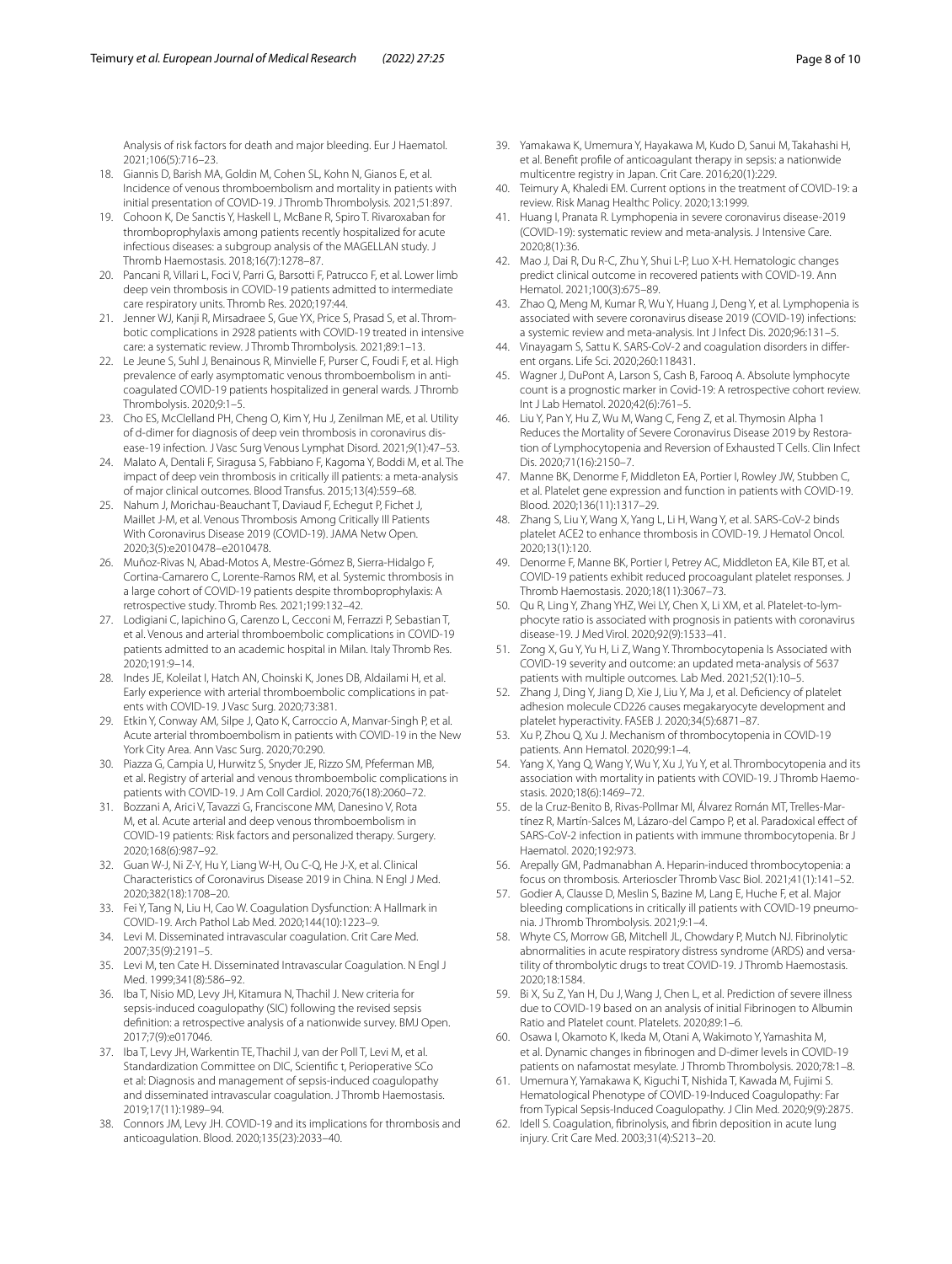Analysis of risk factors for death and major bleeding. Eur J Haematol. 2021;106(5):716–23.

18. Giannis D, Barish MA, Goldin M, Cohen SL, Kohn N, Gianos E, et al. Incidence of venous thromboembolism and mortality in patients with initial presentation of COVID-19. J Thromb Thrombolysis. 2021;51:897.
19. Cohoon K, De Sanctis Y, Haskell L, McBane R, Spiro T. Rivaroxaban for thromboprophylaxis among patients recently hospitalized for acute infectious diseases: a subgroup analysis of the MAGELLAN study. J Thromb Haemostasis. 2018;16(7):1278–87.
20. Pancani R, Villari L, Foci V, Parri G, Barsotti F, Patrucco F, et al. Lower limb deep vein thrombosis in COVID-19 patients admitted to intermediate care respiratory units. Thromb Res. 2020;197:44.
21. Jenner WJ, Kanji R, Mirsadraee S, Gue YX, Price S, Prasad S, et al. Thrombotic complications in 2928 patients with COVID-19 treated in intensive care: a systematic review. J Thromb Thrombolysis. 2021;89:1–13.
22. Le Jeune S, Suhl J, Benainous R, Minvielle F, Purser C, Foudi F, et al. High prevalence of early asymptomatic venous thromboembolism in anticoagulated COVID-19 patients hospitalized in general wards. J Thromb Thrombolysis. 2020;9:1–5.
23. Cho ES, McClelland PH, Cheng O, Kim Y, Hu J, Zenilman ME, et al. Utility of d-dimer for diagnosis of deep vein thrombosis in coronavirus disease-19 infection. J Vasc Surg Venous Lymphat Disord. 2021;9(1):47–53.
24. Malato A, Dentali F, Siragusa S, Fabbiano F, Kagoma Y, Boddi M, et al. The impact of deep vein thrombosis in critically ill patients: a meta-analysis of major clinical outcomes. Blood Transfus. 2015;13(4):559–68.
25. Nahum J, Morichau-Beauchant T, Daviaud F, Echegut P, Fichet J, Maillet J-M, et al. Venous Thrombosis Among Critically Ill Patients With Coronavirus Disease 2019 (COVID-19). JAMA Netw Open. 2020;3(5):e2010478–e2010478.
26. Muñoz-Rivas N, Abad-Motos A, Mestre-Gómez B, Sierra-Hidalgo F, Cortina-Camarero C, Lorente-Ramos RM, et al. Systemic thrombosis in a large cohort of COVID-19 patients despite thromboprophylaxis: A retrospective study. Thromb Res. 2021;199:132–42.
27. Lodigiani C, Iapichino G, Carenzo L, Cecconi M, Ferrazzi P, Sebastian T, et al. Venous and arterial thromboembolic complications in COVID-19 patients admitted to an academic hospital in Milan. Italy Thromb Res. 2020;191:9–14.
28. Indes JE, Koleilat I, Hatch AN, Choinski K, Jones DB, Aldailami H, et al. Early experience with arterial thromboembolic complications in patients with COVID-19. J Vasc Surg. 2020;73:381.
29. Etkin Y, Conway AM, Silpe J, Qato K, Carroccio A, Manvar-Singh P, et al. Acute arterial thromboembolism in patients with COVID-19 in the New York City Area. Ann Vasc Surg. 2020;70:290.
30. Piazza G, Campia U, Hurwitz S, Snyder JE, Rizzo SM, Pfeferman MB, et al. Registry of arterial and venous thromboembolic complications in patients with COVID-19. J Am Coll Cardiol. 2020;76(18):2060–72.
31. Bozzani A, Arici V, Tavazzi G, Franciscone MM, Danesino V, Rota M, et al. Acute arterial and deep venous thromboembolism in COVID-19 patients: Risk factors and personalized therapy. Surgery. 2020;168(6):987–92.
32. Guan W-J, Ni Z-Y, Hu Y, Liang W-H, Ou C-Q, He J-X, et al. Clinical Characteristics of Coronavirus Disease 2019 in China. N Engl J Med. 2020;382(18):1708–20.
33. Fei Y, Tang N, Liu H, Cao W. Coagulation Dysfunction: A Hallmark in COVID-19. Arch Pathol Lab Med. 2020;144(10):1223–9.
34. Levi M. Disseminated intravascular coagulation. Crit Care Med. 2007;35(9):2191–5.
35. Levi M, ten Cate H. Disseminated Intravascular Coagulation. N Engl J Med. 1999;341(8):586–92.
36. Iba T, Nisio MD, Levy JH, Kitamura N, Thachil J. New criteria for sepsis-induced coagulopathy (SIC) following the revised sepsis definition: a retrospective analysis of a nationwide survey. BMJ Open. 2017;7(9):e017046.
37. Iba T, Levy JH, Warkentin TE, Thachil J, van der Poll T, Levi M, et al. Standardization Committee on DIC, Scientific t, Perioperative SCo et al: Diagnosis and management of sepsis-induced coagulopathy and disseminated intravascular coagulation. J Thromb Haemostasis. 2019;17(11):1989–94.
38. Connors JM, Levy JH. COVID-19 and its implications for thrombosis and anticoagulation. Blood. 2020;135(23):2033–40.
39. Yamakawa K, Umemura Y, Hayakawa M, Kudo D, Sanui M, Takahashi H, et al. Benefit profile of anticoagulant therapy in sepsis: a nationwide multicentre registry in Japan. Crit Care. 2016;20(1):229.
40. Teimury A, Khaledi EM. Current options in the treatment of COVID-19: a review. Risk Manag Healthc Policy. 2020;13:1999.
41. Huang I, Pranata R. Lymphopenia in severe coronavirus disease-2019 (COVID-19): systematic review and meta-analysis. J Intensive Care. 2020;8(1):36.
42. Mao J, Dai R, Du R-C, Zhu Y, Shui L-P, Luo X-H. Hematologic changes predict clinical outcome in recovered patients with COVID-19. Ann Hematol. 2021;100(3):675–89.
43. Zhao Q, Meng M, Kumar R, Wu Y, Huang J, Deng Y, et al. Lymphopenia is associated with severe coronavirus disease 2019 (COVID-19) infections: a systemic review and meta-analysis. Int J Infect Dis. 2020;96:131–5.
44. Vinayagam S, Sattu K. SARS-CoV-2 and coagulation disorders in different organs. Life Sci. 2020;260:118431.
45. Wagner J, DuPont A, Larson S, Cash B, Farooq A. Absolute lymphocyte count is a prognostic marker in Covid-19: A retrospective cohort review. Int J Lab Hematol. 2020;42(6):761–5.
46. Liu Y, Pan Y, Hu Z, Wu M, Wang C, Feng Z, et al. Thymosin Alpha 1 Reduces the Mortality of Severe Coronavirus Disease 2019 by Restoration of Lymphocytopenia and Reversion of Exhausted T Cells. Clin Infect Dis. 2020;71(16):2150–7.
47. Manne BK, Denorme F, Middleton EA, Portier I, Rowley JW, Stubben C, et al. Platelet gene expression and function in patients with COVID-19. Blood. 2020;136(11):1317–29.
48. Zhang S, Liu Y, Wang X, Yang L, Li H, Wang Y, et al. SARS-CoV-2 binds platelet ACE2 to enhance thrombosis in COVID-19. J Hematol Oncol. 2020;13(1):120.
49. Denorme F, Manne BK, Portier I, Petrey AC, Middleton EA, Kile BT, et al. COVID-19 patients exhibit reduced procoagulant platelet responses. J Thromb Haemostasis. 2020;18(11):3067–73.
50. Qu R, Ling Y, Zhang YHZ, Wei LY, Chen X, Li XM, et al. Platelet-to-lymphocyte ratio is associated with prognosis in patients with coronavirus disease-19. J Med Virol. 2020;92(9):1533–41.
51. Zong X, Gu Y, Yu H, Li Z, Wang Y. Thrombocytopenia Is Associated with COVID-19 severity and outcome: an updated meta-analysis of 5637 patients with multiple outcomes. Lab Med. 2021;52(1):10–5.
52. Zhang J, Ding Y, Jiang D, Xie J, Liu Y, Ma J, et al. Deficiency of platelet adhesion molecule CD226 causes megakaryocyte development and platelet hyperactivity. FASEB J. 2020;34(5):6871–87.
53. Xu P, Zhou Q, Xu J. Mechanism of thrombocytopenia in COVID-19 patients. Ann Hematol. 2020;99:1–4.
54. Yang X, Yang Q, Wang Y, Wu Y, Xu J, Yu Y, et al. Thrombocytopenia and its association with mortality in patients with COVID-19. J Thromb Haemostasis. 2020;18(6):1469–72.
55. de la Cruz-Benito B, Rivas-Pollmar MI, Álvarez Román MT, Trelles-Martínez R, Martín-Salces M, Lázaro-del Campo P, et al. Paradoxical effect of SARS-CoV-2 infection in patients with immune thrombocytopenia. Br J Haematol. 2020;192:973.
56. Arepally GM, Padmanabhan A. Heparin-induced thrombocytopenia: a focus on thrombosis. Arterioscler Thromb Vasc Biol. 2021;41(1):141–52.
57. Godier A, Clausse D, Meslin S, Bazine M, Lang E, Huche F, et al. Major bleeding complications in critically ill patients with COVID-19 pneumonia. J Thromb Thrombolysis. 2021;9:1–4.
58. Whyte CS, Morrow GB, Mitchell JL, Chowdary P, Mutch NJ. Fibrinolytic abnormalities in acute respiratory distress syndrome (ARDS) and versatility of thrombolytic drugs to treat COVID-19. J Thromb Haemostasis. 2020;18:1584.
59. Bi X, Su Z, Yan H, Du J, Wang J, Chen L, et al. Prediction of severe illness due to COVID-19 based on an analysis of initial Fibrinogen to Albumin Ratio and Platelet count. Platelets. 2020;89:1–6.
60. Osawa I, Okamoto K, Ikeda M, Otani A, Wakimoto Y, Yamashita M, et al. Dynamic changes in fibrinogen and D-dimer levels in COVID-19 patients on nafamostat mesylate. J Thromb Thrombolysis. 2020;78:1–8.
61. Umemura Y, Yamakawa K, Kiguchi T, Nishida T, Kawada M, Fujimi S. Hematological Phenotype of COVID-19-Induced Coagulopathy: Far from Typical Sepsis-Induced Coagulopathy. J Clin Med. 2020;9(9):2875.
62. Idell S. Coagulation, fibrinolysis, and fibrin deposition in acute lung injury. Crit Care Med. 2003;31(4):S213–20.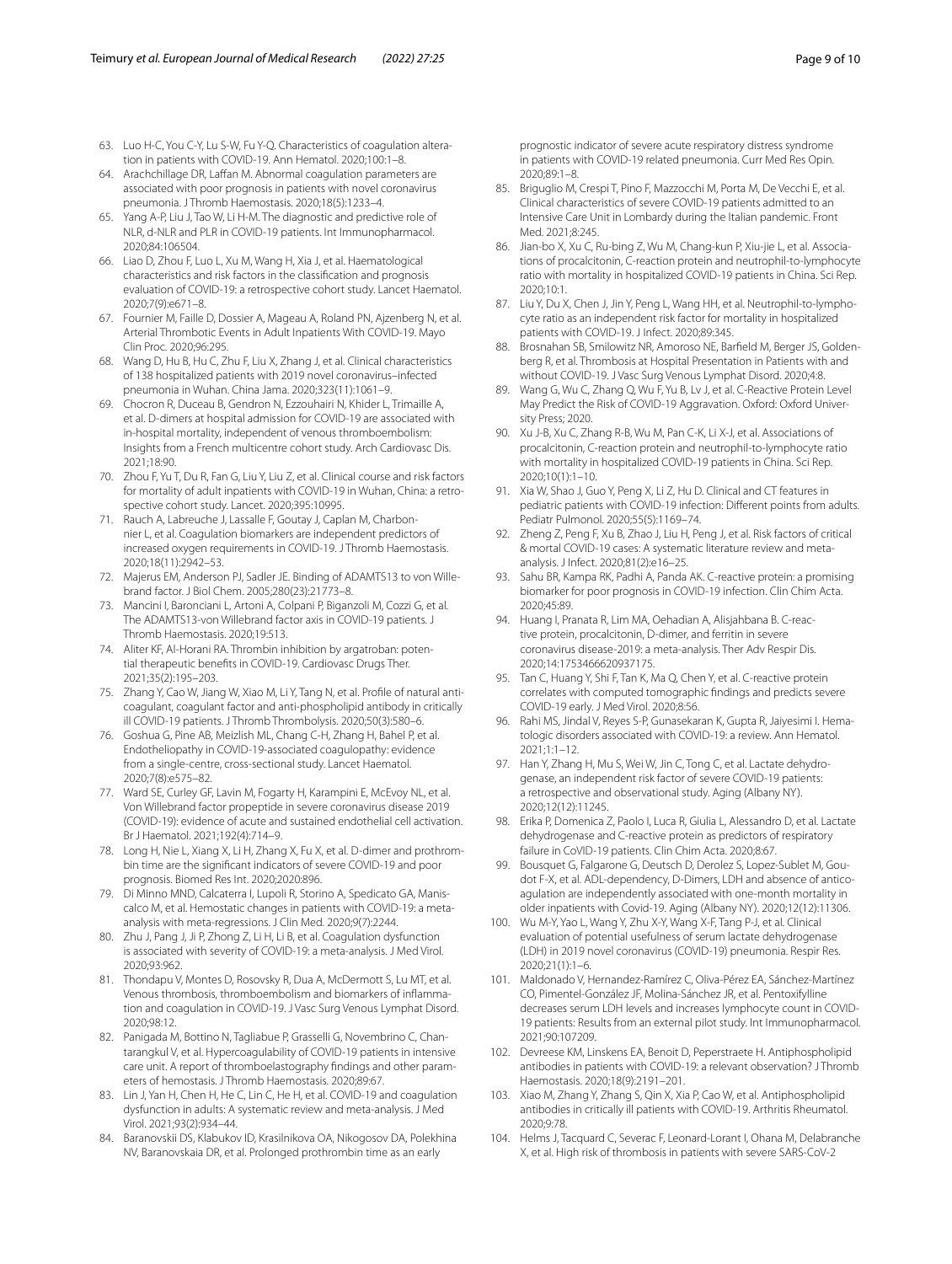63. Luo H-C, You C-Y, Lu S-W, Fu Y-Q. Characteristics of coagulation alteration in patients with COVID-19. Ann Hematol. 2020;100:1–8.
64. Arachchillage DR, Laffan M. Abnormal coagulation parameters are associated with poor prognosis in patients with novel coronavirus pneumonia. J Thromb Haemostasis. 2020;18(5):1233–4.
65. Yang A-P, Liu J, Tao W, Li H-M. The diagnostic and predictive role of NLR, d-NLR and PLR in COVID-19 patients. Int Immunopharmacol. 2020;84:106504.
66. Liao D, Zhou F, Luo L, Xu M, Wang H, Xia J, et al. Haematological characteristics and risk factors in the classification and prognosis evaluation of COVID-19: a retrospective cohort study. Lancet Haematol. 2020;7(9):e671–8.
67. Fournier M, Faille D, Dossier A, Mageau A, Roland PN, Ajzenberg N, et al. Arterial Thrombotic Events in Adult Inpatients With COVID-19. Mayo Clin Proc. 2020;96:295.
68. Wang D, Hu B, Hu C, Zhu F, Liu X, Zhang J, et al. Clinical characteristics of 138 hospitalized patients with 2019 novel coronavirus–infected pneumonia in Wuhan. China Jama. 2020;323(11):1061–9.
69. Chocron R, Duceau B, Gendron N, Ezzouhairi N, Khider L, Trimaille A, et al. D-dimers at hospital admission for COVID-19 are associated with in-hospital mortality, independent of venous thromboembolism: Insights from a French multicentre cohort study. Arch Cardiovasc Dis. 2021;18:90.
70. Zhou F, Yu T, Du R, Fan G, Liu Y, Liu Z, et al. Clinical course and risk factors for mortality of adult inpatients with COVID-19 in Wuhan, China: a retrospective cohort study. Lancet. 2020;395:10995.
71. Rauch A, Labreuche J, Lassalle F, Goutay J, Caplan M, Charbonnier L, et al. Coagulation biomarkers are independent predictors of increased oxygen requirements in COVID-19. J Thromb Haemostasis. 2020;18(11):2942–53.
72. Majerus EM, Anderson PJ, Sadler JE. Binding of ADAMTS13 to von Willebrand factor. J Biol Chem. 2005;280(23):21773–8.
73. Mancini I, Baronciani L, Artoni A, Colpani P, Biganzoli M, Cozzi G, et al. The ADAMTS13-von Willebrand factor axis in COVID-19 patients. J Thromb Haemostasis. 2020;19:513.
74. Aliter KF, Al-Horani RA. Thrombin inhibition by argatroban: potential therapeutic benefits in COVID-19. Cardiovasc Drugs Ther. 2021;35(2):195–203.
75. Zhang Y, Cao W, Jiang W, Xiao M, Li Y, Tang N, et al. Profile of natural anticoagulant, coagulant factor and anti-phospholipid antibody in critically ill COVID-19 patients. J Thromb Thrombolysis. 2020;50(3):580–6.
76. Goshua G, Pine AB, Meizlish ML, Chang C-H, Zhang H, Bahel P, et al. Endotheliopathy in COVID-19-associated coagulopathy: evidence from a single-centre, cross-sectional study. Lancet Haematol. 2020;7(8):e575–82.
77. Ward SE, Curley GF, Lavin M, Fogarty H, Karampini E, McEvoy NL, et al. Von Willebrand factor propeptide in severe coronavirus disease 2019 (COVID-19): evidence of acute and sustained endothelial cell activation. Br J Haematol. 2021;192(4):714–9.
78. Long H, Nie L, Xiang X, Li H, Zhang X, Fu X, et al. D-dimer and prothrombin time are the significant indicators of severe COVID-19 and poor prognosis. Biomed Res Int. 2020;2020:896.
79. Di Minno MND, Calcaterra I, Lupoli R, Storino A, Spedicato GA, Maniscalco M, et al. Hemostatic changes in patients with COVID-19: a meta-analysis with meta-regressions. J Clin Med. 2020;9(7):2244.
80. Zhu J, Pang J, Ji P, Zhong Z, Li H, Li B, et al. Coagulation dysfunction is associated with severity of COVID-19: a meta-analysis. J Med Virol. 2020;93:962.
81. Thondapu V, Montes D, Rosovsky R, Dua A, McDermott S, Lu MT, et al. Venous thrombosis, thromboembolism and biomarkers of inflammation and coagulation in COVID-19. J Vasc Surg Venous Lymphat Disord. 2020;98:12.
82. Panigada M, Bottino N, Tagliabue P, Grasselli G, Novembrino C, Chantarangkul V, et al. Hypercoagulability of COVID-19 patients in intensive care unit. A report of thromboelastography findings and other parameters of hemostasis. J Thromb Haemostasis. 2020;89:67.
83. Lin J, Yan H, Chen H, He C, Lin C, He H, et al. COVID-19 and coagulation dysfunction in adults: A systematic review and meta-analysis. J Med Virol. 2021;93(2):934–44.
84. Baranovskii DS, Klabukov ID, Krasilnikova OA, Nikogosov DA, Polekhina NV, Baranovskaia DR, et al. Prolonged prothrombin time as an early prognostic indicator of severe acute respiratory distress syndrome in patients with COVID-19 related pneumonia. Curr Med Res Opin. 2020;89:1–8.
85. Briguglio M, Crespi T, Pino F, Mazzocchi M, Porta M, De Vecchi E, et al. Clinical characteristics of severe COVID-19 patients admitted to an Intensive Care Unit in Lombardy during the Italian pandemic. Front Med. 2021;8:245.
86. Jian-bo X, Xu C, Ru-bing Z, Wu M, Chang-kun P, Xiu-jie L, et al. Associations of procalcitonin, C-reaction protein and neutrophil-to-lymphocyte ratio with mortality in hospitalized COVID-19 patients in China. Sci Rep. 2020;10:1.
87. Liu Y, Du X, Chen J, Jin Y, Peng L, Wang HH, et al. Neutrophil-to-lymphocyte ratio as an independent risk factor for mortality in hospitalized patients with COVID-19. J Infect. 2020;89:345.
88. Brosnahan SB, Smilowitz NR, Amoroso NE, Barfield M, Berger JS, Goldenberg R, et al. Thrombosis at Hospital Presentation in Patients with and without COVID-19. J Vasc Surg Venous Lymphat Disord. 2020;4:8.
89. Wang G, Wu C, Zhang Q, Wu F, Yu B, Lv J, et al. C-Reactive Protein Level May Predict the Risk of COVID-19 Aggravation. Oxford: Oxford University Press; 2020.
90. Xu J-B, Xu C, Zhang R-B, Wu M, Pan C-K, Li X-J, et al. Associations of procalcitonin, C-reaction protein and neutrophil-to-lymphocyte ratio with mortality in hospitalized COVID-19 patients in China. Sci Rep. 2020;10(1):1–10.
91. Xia W, Shao J, Guo Y, Peng X, Li Z, Hu D. Clinical and CT features in pediatric patients with COVID-19 infection: Different points from adults. Pediatr Pulmonol. 2020;55(5):1169–74.
92. Zheng Z, Peng F, Xu B, Zhao J, Liu H, Peng J, et al. Risk factors of critical & mortal COVID-19 cases: A systematic literature review and meta-analysis. J Infect. 2020;81(2):e16–25.
93. Sahu BR, Kampa RK, Padhi A, Panda AK. C-reactive protein: a promising biomarker for poor prognosis in COVID-19 infection. Clin Chim Acta. 2020;45:89.
94. Huang I, Pranata R, Lim MA, Oehadian A, Alisjahbana B. C-reactive protein, procalcitonin, D-dimer, and ferritin in severe coronavirus disease-2019: a meta-analysis. Ther Adv Respir Dis. 2020;14:1753466620937175.
95. Tan C, Huang Y, Shi F, Tan K, Ma Q, Chen Y, et al. C-reactive protein correlates with computed tomographic findings and predicts severe COVID-19 early. J Med Virol. 2020;8:56.
96. Rahi MS, Jindal V, Reyes S-P, Gunasekaran K, Gupta R, Jaiyesimi I. Hematologic disorders associated with COVID-19: a review. Ann Hematol. 2021;1:1–12.
97. Han Y, Zhang H, Mu S, Wei W, Jin C, Tong C, et al. Lactate dehydrogenase, an independent risk factor of severe COVID-19 patients: a retrospective and observational study. Aging (Albany NY). 2020;12(12):11245.
98. Erika P, Domenica Z, Paolo I, Luca R, Giulia L, Alessandro D, et al. Lactate dehydrogenase and C-reactive protein as predictors of respiratory failure in CoVID-19 patients. Clin Chim Acta. 2020;8:67.
99. Bousquet G, Falgarone G, Deutsch D, Derolez S, Lopez-Sublet M, Goudot F-X, et al. ADL-dependency, D-Dimers, LDH and absence of anticoagulation are independently associated with one-month mortality in older inpatients with Covid-19. Aging (Albany NY). 2020;12(12):11306.
100. Wu M-Y, Yao L, Wang Y, Zhu X-Y, Wang X-F, Tang P-J, et al. Clinical evaluation of potential usefulness of serum lactate dehydrogenase (LDH) in 2019 novel coronavirus (COVID-19) pneumonia. Respir Res. 2020;21(1):1–6.
101. Maldonado V, Hernandez-Ramírez C, Oliva-Pérez EA, Sánchez-Martínez CO, Pimentel-González JF, Molina-Sánchez JR, et al. Pentoxifylline decreases serum LDH levels and increases lymphocyte count in COVID-19 patients: Results from an external pilot study. Int Immunopharmacol. 2021;90:107209.
102. Devreese KM, Linskens EA, Benoit D, Peperstraete H. Antiphospholipid antibodies in patients with COVID-19: a relevant observation? J Thromb Haemostasis. 2020;18(9):2191–201.
103. Xiao M, Zhang Y, Zhang S, Qin X, Xia P, Cao W, et al. Antiphospholipid antibodies in critically ill patients with COVID-19. Arthritis Rheumatol. 2020;9:78.
104. Helms J, Tacquard C, Severac F, Leonard-Lorant I, Ohana M, Delabranche X, et al. High risk of thrombosis in patients with severe SARS-CoV-2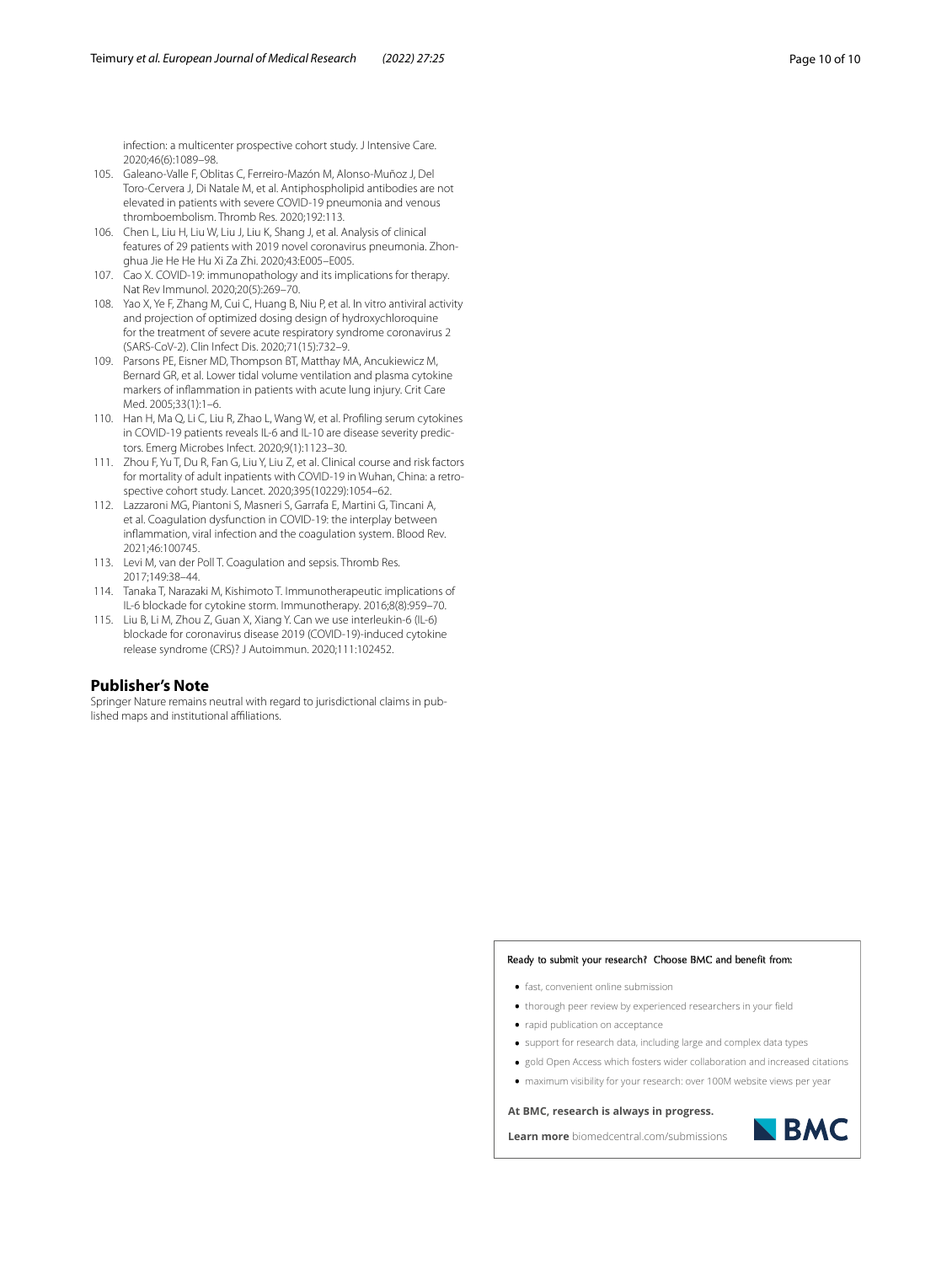infection: a multicenter prospective cohort study. J Intensive Care. 2020;46(6):1089–98.

105. Galeano-Valle F, Oblitas C, Ferreiro-Mazón M, Alonso-Muñoz J, Del Toro-Cervera J, Di Natale M, et al. Antiphospholipid antibodies are not elevated in patients with severe COVID-19 pneumonia and venous thromboembolism. Thromb Res. 2020;192:113.
106. Chen L, Liu H, Liu W, Liu J, Liu K, Shang J, et al. Analysis of clinical features of 29 patients with 2019 novel coronavirus pneumonia. Zhonghua Jie He He Hu Xi Za Zhi. 2020;43:E005–E005.
107. Cao X. COVID-19: immunopathology and its implications for therapy. Nat Rev Immunol. 2020;20(5):269–70.
108. Yao X, Ye F, Zhang M, Cui C, Huang B, Niu P, et al. In vitro antiviral activity and projection of optimized dosing design of hydroxychloroquine for the treatment of severe acute respiratory syndrome coronavirus 2 (SARS-CoV-2). Clin Infect Dis. 2020;71(15):732–9.
109. Parsons PE, Eisner MD, Thompson BT, Matthay MA, Ancukiewicz M, Bernard GR, et al. Lower tidal volume ventilation and plasma cytokine markers of inflammation in patients with acute lung injury. Crit Care Med. 2005;33(1):1–6.
110. Han H, Ma Q, Li C, Liu R, Zhao L, Wang W, et al. Profiling serum cytokines in COVID-19 patients reveals IL-6 and IL-10 are disease severity predictors. Emerg Microbes Infect. 2020;9(1):1123–30.
111. Zhou F, Yu T, Du R, Fan G, Liu Y, Liu Z, et al. Clinical course and risk factors for mortality of adult inpatients with COVID-19 in Wuhan, China: a retrospective cohort study. Lancet. 2020;395(10229):1054–62.
112. Lazzaroni MG, Piantoni S, Masneri S, Garrafa E, Martini G, Tincani A, et al. Coagulation dysfunction in COVID-19: the interplay between inflammation, viral infection and the coagulation system. Blood Rev. 2021;46:100745.
113. Levi M, van der Poll T. Coagulation and sepsis. Thromb Res. 2017;149:38–44.
114. Tanaka T, Narazaki M, Kishimoto T. Immunotherapeutic implications of IL-6 blockade for cytokine storm. Immunotherapy. 2016;8(8):959–70.
115. Liu B, Li M, Zhou Z, Guan X, Xiang Y. Can we use interleukin-6 (IL-6) blockade for coronavirus disease 2019 (COVID-19)-induced cytokine release syndrome (CRS)? J Autoimmun. 2020;111:102452.

## Publisher's Note

Springer Nature remains neutral with regard to jurisdictional claims in published maps and institutional affiliations.

Ready to submit your research? Choose BMC and benefit from:

- fast, convenient online submission
- thorough peer review by experienced researchers in your field
- rapid publication on acceptance
- support for research data, including large and complex data types
- gold Open Access which fosters wider collaboration and increased citations
- maximum visibility for your research: over 100M website views per year

**At BMC, research is always in progress.**

**Learn more** biomedcentral.com/submissions

BMC